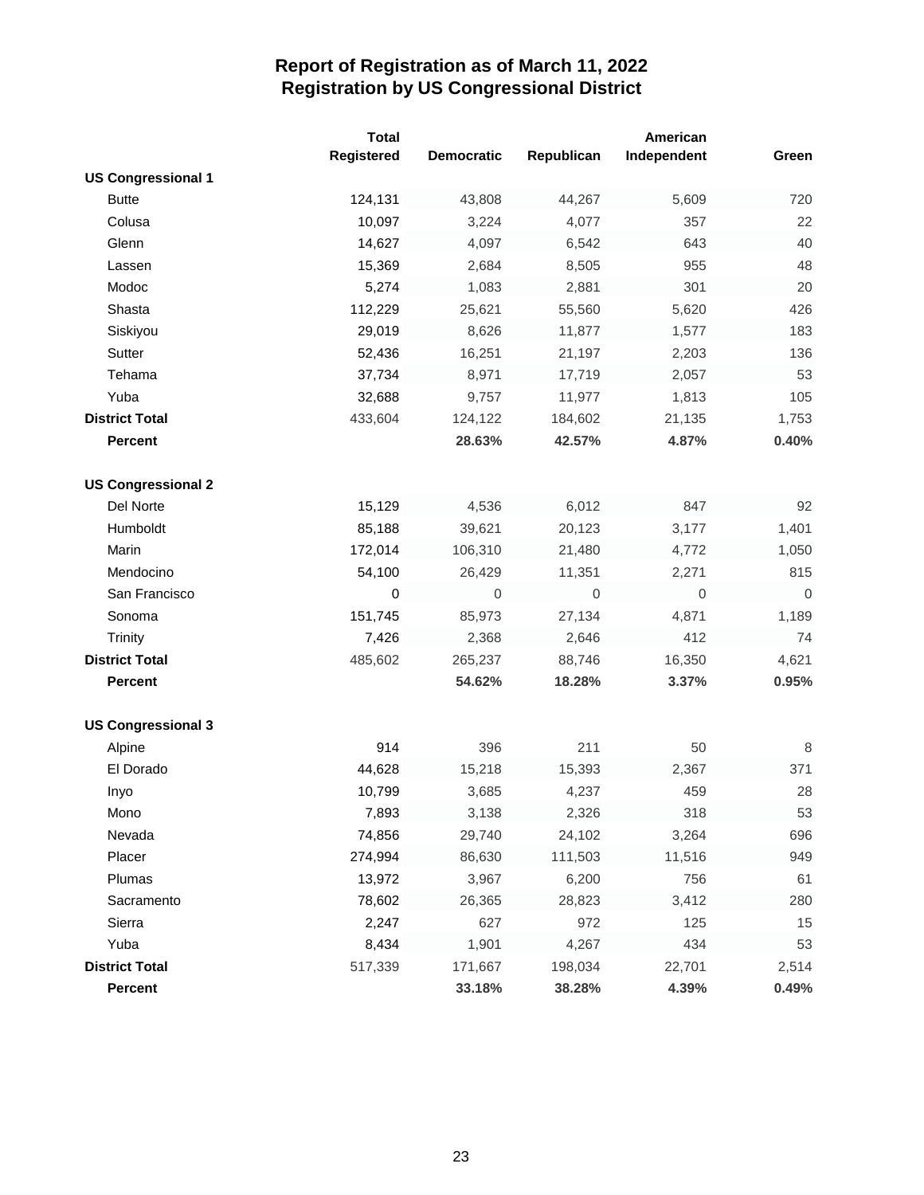# Report of Registration as of March 11, 2022
## Registration by US Congressional District

| | Total Registered | Democratic | Republican | American Independent | Green |
|---|---|---|---|---|---|
| **US Congressional 1** | | | | | |
| Butte | 124,131 | 43,808 | 44,267 | 5,609 | 720 |
| Colusa | 10,097 | 3,224 | 4,077 | 357 | 22 |
| Glenn | 14,627 | 4,097 | 6,542 | 643 | 40 |
| Lassen | 15,369 | 2,684 | 8,505 | 955 | 48 |
| Modoc | 5,274 | 1,083 | 2,881 | 301 | 20 |
| Shasta | 112,229 | 25,621 | 55,560 | 5,620 | 426 |
| Siskiyou | 29,019 | 8,626 | 11,877 | 1,577 | 183 |
| Sutter | 52,436 | 16,251 | 21,197 | 2,203 | 136 |
| Tehama | 37,734 | 8,971 | 17,719 | 2,057 | 53 |
| Yuba | 32,688 | 9,757 | 11,977 | 1,813 | 105 |
| **District Total** | 433,604 | 124,122 | 184,602 | 21,135 | 1,753 |
| **Percent** | | **28.63%** | **42.57%** | **4.87%** | **0.40%** |
| **US Congressional 2** | | | | | |
| Del Norte | 15,129 | 4,536 | 6,012 | 847 | 92 |
| Humboldt | 85,188 | 39,621 | 20,123 | 3,177 | 1,401 |
| Marin | 172,014 | 106,310 | 21,480 | 4,772 | 1,050 |
| Mendocino | 54,100 | 26,429 | 11,351 | 2,271 | 815 |
| San Francisco | 0 | 0 | 0 | 0 | 0 |
| Sonoma | 151,745 | 85,973 | 27,134 | 4,871 | 1,189 |
| Trinity | 7,426 | 2,368 | 2,646 | 412 | 74 |
| **District Total** | 485,602 | 265,237 | 88,746 | 16,350 | 4,621 |
| **Percent** | | **54.62%** | **18.28%** | **3.37%** | **0.95%** |
| **US Congressional 3** | | | | | |
| Alpine | 914 | 396 | 211 | 50 | 8 |
| El Dorado | 44,628 | 15,218 | 15,393 | 2,367 | 371 |
| Inyo | 10,799 | 3,685 | 4,237 | 459 | 28 |
| Mono | 7,893 | 3,138 | 2,326 | 318 | 53 |
| Nevada | 74,856 | 29,740 | 24,102 | 3,264 | 696 |
| Placer | 274,994 | 86,630 | 111,503 | 11,516 | 949 |
| Plumas | 13,972 | 3,967 | 6,200 | 756 | 61 |
| Sacramento | 78,602 | 26,365 | 28,823 | 3,412 | 280 |
| Sierra | 2,247 | 627 | 972 | 125 | 15 |
| Yuba | 8,434 | 1,901 | 4,267 | 434 | 53 |
| **District Total** | 517,339 | 171,667 | 198,034 | 22,701 | 2,514 |
| **Percent** | | **33.18%** | **38.28%** | **4.39%** | **0.49%** |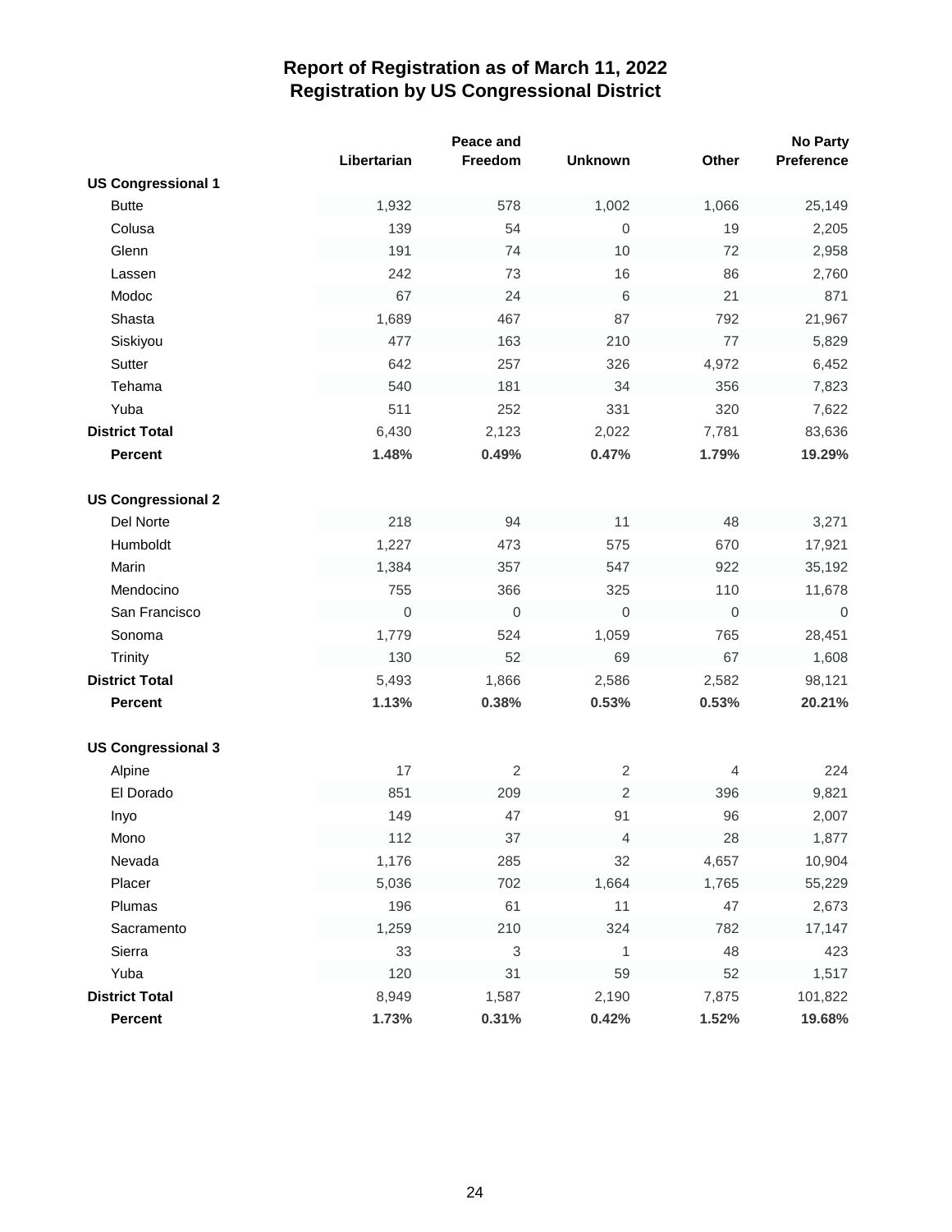# Report of Registration as of March 11, 2022
## Registration by US Congressional District

| | Libertarian | Peace and Freedom | Unknown | Other | No Party Preference |
|---|---|---|---|---|---|
| **US Congressional 1** | | | | | |
| Butte | 1,932 | 578 | 1,002 | 1,066 | 25,149 |
| Colusa | 139 | 54 | 0 | 19 | 2,205 |
| Glenn | 191 | 74 | 10 | 72 | 2,958 |
| Lassen | 242 | 73 | 16 | 86 | 2,760 |
| Modoc | 67 | 24 | 6 | 21 | 871 |
| Shasta | 1,689 | 467 | 87 | 792 | 21,967 |
| Siskiyou | 477 | 163 | 210 | 77 | 5,829 |
| Sutter | 642 | 257 | 326 | 4,972 | 6,452 |
| Tehama | 540 | 181 | 34 | 356 | 7,823 |
| Yuba | 511 | 252 | 331 | 320 | 7,622 |
| **District Total** | 6,430 | 2,123 | 2,022 | 7,781 | 83,636 |
| **Percent** | **1.48%** | **0.49%** | **0.47%** | **1.79%** | **19.29%** |
| **US Congressional 2** | | | | | |
| Del Norte | 218 | 94 | 11 | 48 | 3,271 |
| Humboldt | 1,227 | 473 | 575 | 670 | 17,921 |
| Marin | 1,384 | 357 | 547 | 922 | 35,192 |
| Mendocino | 755 | 366 | 325 | 110 | 11,678 |
| San Francisco | 0 | 0 | 0 | 0 | 0 |
| Sonoma | 1,779 | 524 | 1,059 | 765 | 28,451 |
| Trinity | 130 | 52 | 69 | 67 | 1,608 |
| **District Total** | 5,493 | 1,866 | 2,586 | 2,582 | 98,121 |
| **Percent** | **1.13%** | **0.38%** | **0.53%** | **0.53%** | **20.21%** |
| **US Congressional 3** | | | | | |
| Alpine | 17 | 2 | 2 | 4 | 224 |
| El Dorado | 851 | 209 | 2 | 396 | 9,821 |
| Inyo | 149 | 47 | 91 | 96 | 2,007 |
| Mono | 112 | 37 | 4 | 28 | 1,877 |
| Nevada | 1,176 | 285 | 32 | 4,657 | 10,904 |
| Placer | 5,036 | 702 | 1,664 | 1,765 | 55,229 |
| Plumas | 196 | 61 | 11 | 47 | 2,673 |
| Sacramento | 1,259 | 210 | 324 | 782 | 17,147 |
| Sierra | 33 | 3 | 1 | 48 | 423 |
| Yuba | 120 | 31 | 59 | 52 | 1,517 |
| **District Total** | 8,949 | 1,587 | 2,190 | 7,875 | 101,822 |
| **Percent** | **1.73%** | **0.31%** | **0.42%** | **1.52%** | **19.68%** |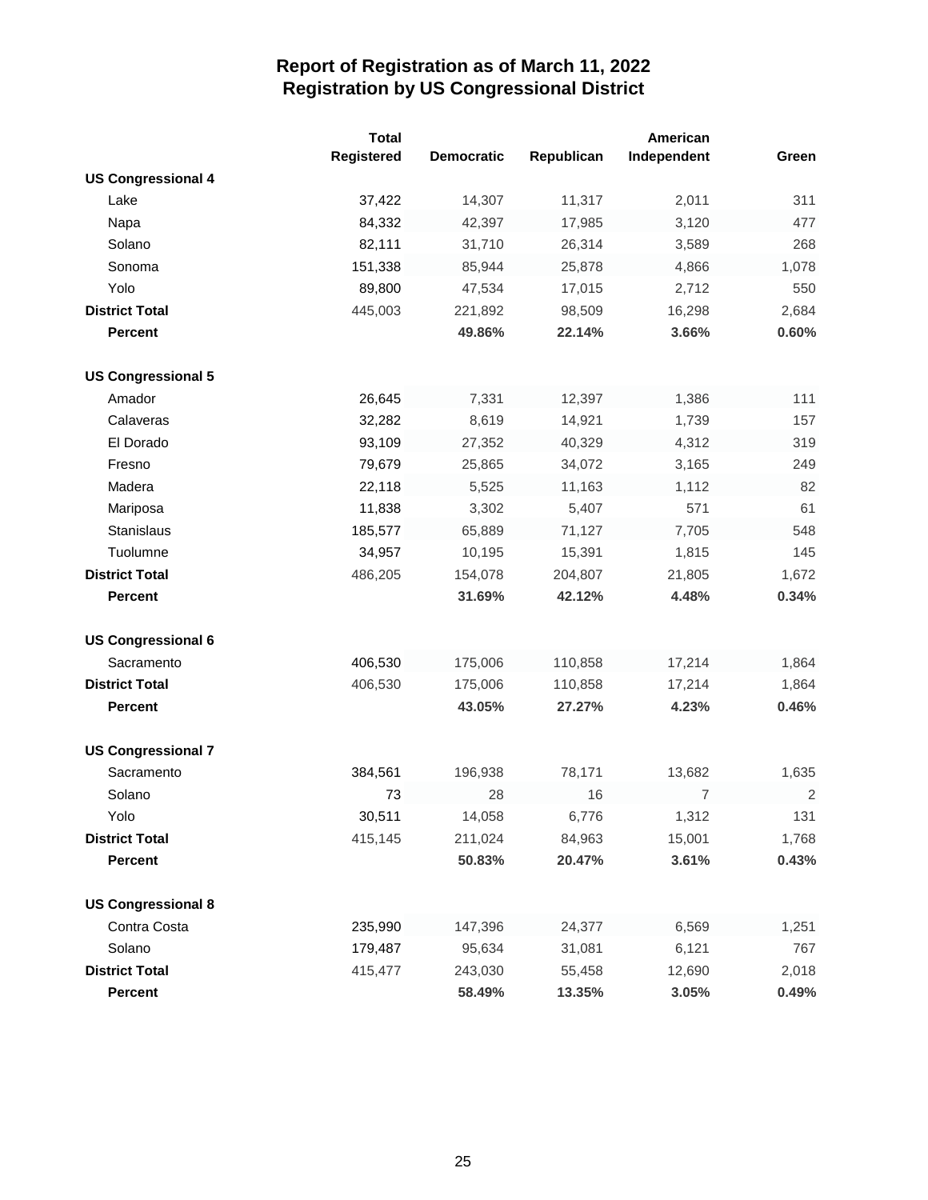# Report of Registration as of March 11, 2022
## Registration by US Congressional District

| | Total Registered | Democratic | Republican | American Independent | Green |
|---|---|---|---|---|---|
| **US Congressional 4** | | | | | |
| Lake | 37,422 | 14,307 | 11,317 | 2,011 | 311 |
| Napa | 84,332 | 42,397 | 17,985 | 3,120 | 477 |
| Solano | 82,111 | 31,710 | 26,314 | 3,589 | 268 |
| Sonoma | 151,338 | 85,944 | 25,878 | 4,866 | 1,078 |
| Yolo | 89,800 | 47,534 | 17,015 | 2,712 | 550 |
| **District Total** | 445,003 | 221,892 | 98,509 | 16,298 | 2,684 |
| **Percent** | | **49.86%** | **22.14%** | **3.66%** | **0.60%** |
| **US Congressional 5** | | | | | |
| Amador | 26,645 | 7,331 | 12,397 | 1,386 | 111 |
| Calaveras | 32,282 | 8,619 | 14,921 | 1,739 | 157 |
| El Dorado | 93,109 | 27,352 | 40,329 | 4,312 | 319 |
| Fresno | 79,679 | 25,865 | 34,072 | 3,165 | 249 |
| Madera | 22,118 | 5,525 | 11,163 | 1,112 | 82 |
| Mariposa | 11,838 | 3,302 | 5,407 | 571 | 61 |
| Stanislaus | 185,577 | 65,889 | 71,127 | 7,705 | 548 |
| Tuolumne | 34,957 | 10,195 | 15,391 | 1,815 | 145 |
| **District Total** | 486,205 | 154,078 | 204,807 | 21,805 | 1,672 |
| **Percent** | | **31.69%** | **42.12%** | **4.48%** | **0.34%** |
| **US Congressional 6** | | | | | |
| Sacramento | 406,530 | 175,006 | 110,858 | 17,214 | 1,864 |
| **District Total** | 406,530 | 175,006 | 110,858 | 17,214 | 1,864 |
| **Percent** | | **43.05%** | **27.27%** | **4.23%** | **0.46%** |
| **US Congressional 7** | | | | | |
| Sacramento | 384,561 | 196,938 | 78,171 | 13,682 | 1,635 |
| Solano | 73 | 28 | 16 | 7 | 2 |
| Yolo | 30,511 | 14,058 | 6,776 | 1,312 | 131 |
| **District Total** | 415,145 | 211,024 | 84,963 | 15,001 | 1,768 |
| **Percent** | | **50.83%** | **20.47%** | **3.61%** | **0.43%** |
| **US Congressional 8** | | | | | |
| Contra Costa | 235,990 | 147,396 | 24,377 | 6,569 | 1,251 |
| Solano | 179,487 | 95,634 | 31,081 | 6,121 | 767 |
| **District Total** | 415,477 | 243,030 | 55,458 | 12,690 | 2,018 |
| **Percent** | | **58.49%** | **13.35%** | **3.05%** | **0.49%** |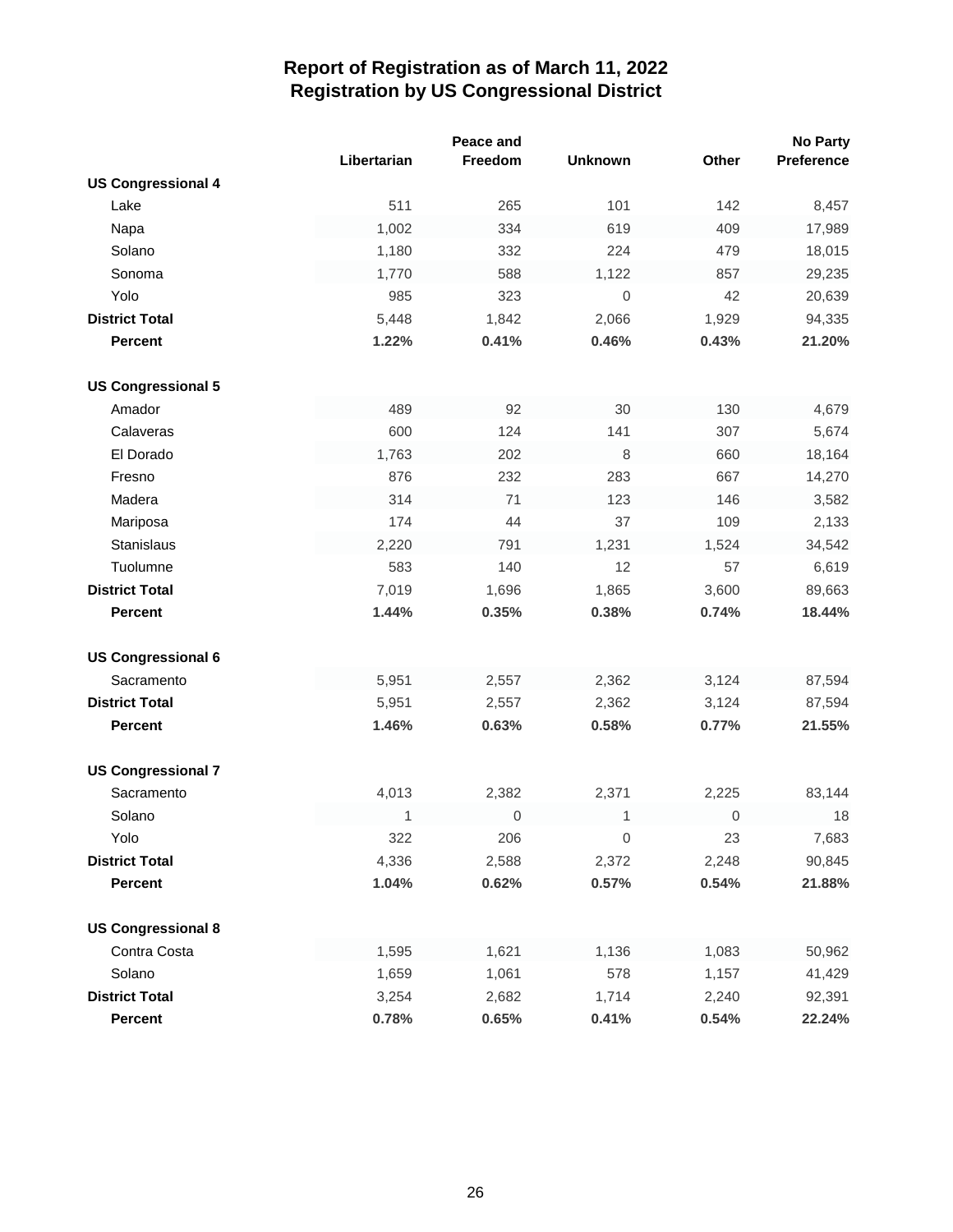# Report of Registration as of March 11, 2022
## Registration by US Congressional District

| | Libertarian | Peace and Freedom | Unknown | Other | No Party Preference |
|---|---|---|---|---|---|
| **US Congressional 4** | | | | | |
| Lake | 511 | 265 | 101 | 142 | 8,457 |
| Napa | 1,002 | 334 | 619 | 409 | 17,989 |
| Solano | 1,180 | 332 | 224 | 479 | 18,015 |
| Sonoma | 1,770 | 588 | 1,122 | 857 | 29,235 |
| Yolo | 985 | 323 | 0 | 42 | 20,639 |
| **District Total** | 5,448 | 1,842 | 2,066 | 1,929 | 94,335 |
| **Percent** | **1.22%** | **0.41%** | **0.46%** | **0.43%** | **21.20%** |
| **US Congressional 5** | | | | | |
| Amador | 489 | 92 | 30 | 130 | 4,679 |
| Calaveras | 600 | 124 | 141 | 307 | 5,674 |
| El Dorado | 1,763 | 202 | 8 | 660 | 18,164 |
| Fresno | 876 | 232 | 283 | 667 | 14,270 |
| Madera | 314 | 71 | 123 | 146 | 3,582 |
| Mariposa | 174 | 44 | 37 | 109 | 2,133 |
| Stanislaus | 2,220 | 791 | 1,231 | 1,524 | 34,542 |
| Tuolumne | 583 | 140 | 12 | 57 | 6,619 |
| **District Total** | 7,019 | 1,696 | 1,865 | 3,600 | 89,663 |
| **Percent** | **1.44%** | **0.35%** | **0.38%** | **0.74%** | **18.44%** |
| **US Congressional 6** | | | | | |
| Sacramento | 5,951 | 2,557 | 2,362 | 3,124 | 87,594 |
| **District Total** | 5,951 | 2,557 | 2,362 | 3,124 | 87,594 |
| **Percent** | **1.46%** | **0.63%** | **0.58%** | **0.77%** | **21.55%** |
| **US Congressional 7** | | | | | |
| Sacramento | 4,013 | 2,382 | 2,371 | 2,225 | 83,144 |
| Solano | 1 | 0 | 1 | 0 | 18 |
| Yolo | 322 | 206 | 0 | 23 | 7,683 |
| **District Total** | 4,336 | 2,588 | 2,372 | 2,248 | 90,845 |
| **Percent** | **1.04%** | **0.62%** | **0.57%** | **0.54%** | **21.88%** |
| **US Congressional 8** | | | | | |
| Contra Costa | 1,595 | 1,621 | 1,136 | 1,083 | 50,962 |
| Solano | 1,659 | 1,061 | 578 | 1,157 | 41,429 |
| **District Total** | 3,254 | 2,682 | 1,714 | 2,240 | 92,391 |
| **Percent** | **0.78%** | **0.65%** | **0.41%** | **0.54%** | **22.24%** |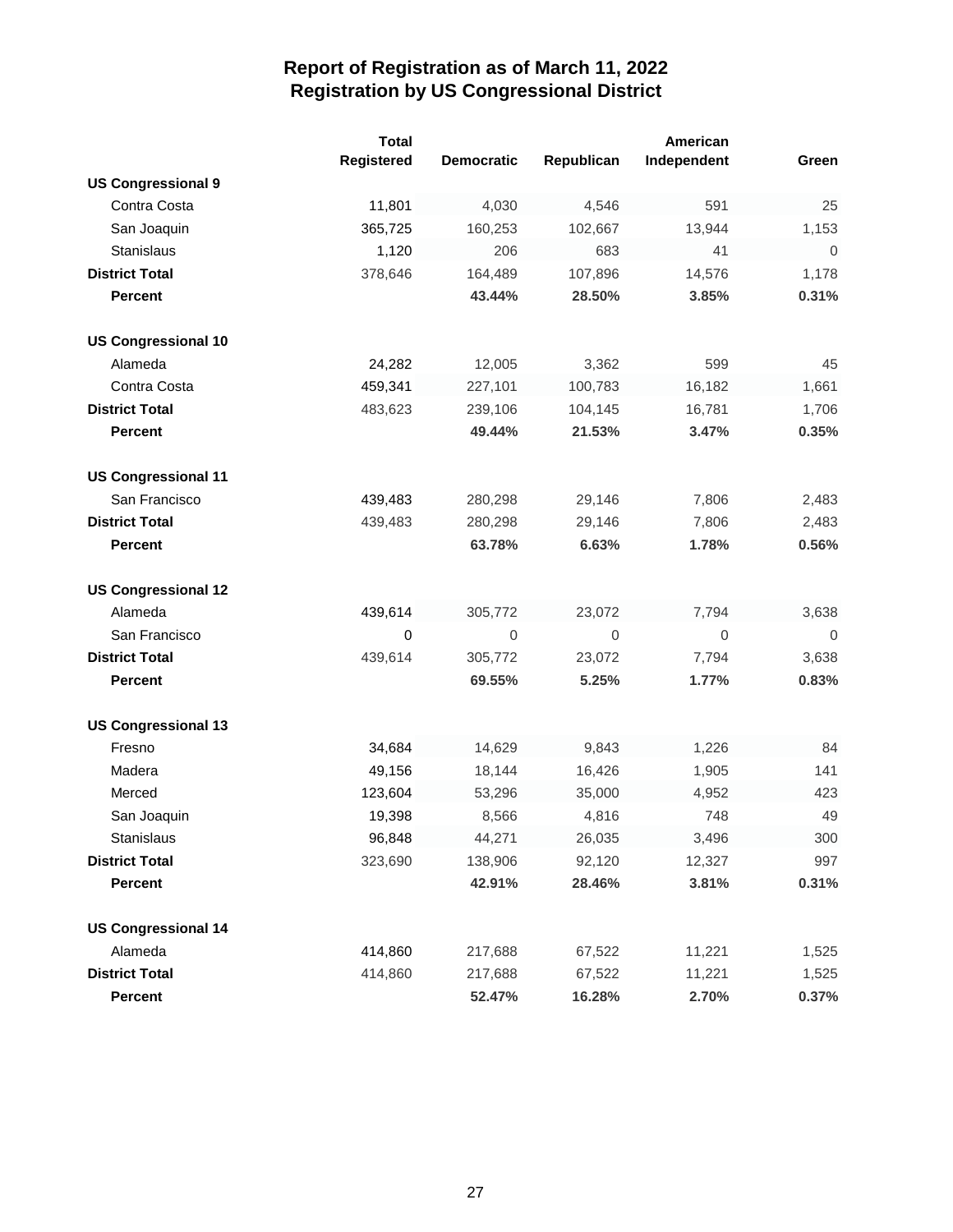# Report of Registration as of March 11, 2022
## Registration by US Congressional District

| | Total Registered | Democratic | Republican | American Independent | Green |
|---|---|---|---|---|---|
| **US Congressional 9** | | | | | |
| Contra Costa | 11,801 | 4,030 | 4,546 | 591 | 25 |
| San Joaquin | 365,725 | 160,253 | 102,667 | 13,944 | 1,153 |
| Stanislaus | 1,120 | 206 | 683 | 41 | 0 |
| **District Total** | 378,646 | 164,489 | 107,896 | 14,576 | 1,178 |
| **Percent** | | **43.44%** | **28.50%** | **3.85%** | **0.31%** |
| **US Congressional 10** | | | | | |
| Alameda | 24,282 | 12,005 | 3,362 | 599 | 45 |
| Contra Costa | 459,341 | 227,101 | 100,783 | 16,182 | 1,661 |
| **District Total** | 483,623 | 239,106 | 104,145 | 16,781 | 1,706 |
| **Percent** | | **49.44%** | **21.53%** | **3.47%** | **0.35%** |
| **US Congressional 11** | | | | | |
| San Francisco | 439,483 | 280,298 | 29,146 | 7,806 | 2,483 |
| **District Total** | 439,483 | 280,298 | 29,146 | 7,806 | 2,483 |
| **Percent** | | **63.78%** | **6.63%** | **1.78%** | **0.56%** |
| **US Congressional 12** | | | | | |
| Alameda | 439,614 | 305,772 | 23,072 | 7,794 | 3,638 |
| San Francisco | 0 | 0 | 0 | 0 | 0 |
| **District Total** | 439,614 | 305,772 | 23,072 | 7,794 | 3,638 |
| **Percent** | | **69.55%** | **5.25%** | **1.77%** | **0.83%** |
| **US Congressional 13** | | | | | |
| Fresno | 34,684 | 14,629 | 9,843 | 1,226 | 84 |
| Madera | 49,156 | 18,144 | 16,426 | 1,905 | 141 |
| Merced | 123,604 | 53,296 | 35,000 | 4,952 | 423 |
| San Joaquin | 19,398 | 8,566 | 4,816 | 748 | 49 |
| Stanislaus | 96,848 | 44,271 | 26,035 | 3,496 | 300 |
| **District Total** | 323,690 | 138,906 | 92,120 | 12,327 | 997 |
| **Percent** | | **42.91%** | **28.46%** | **3.81%** | **0.31%** |
| **US Congressional 14** | | | | | |
| Alameda | 414,860 | 217,688 | 67,522 | 11,221 | 1,525 |
| **District Total** | 414,860 | 217,688 | 67,522 | 11,221 | 1,525 |
| **Percent** | | **52.47%** | **16.28%** | **2.70%** | **0.37%** |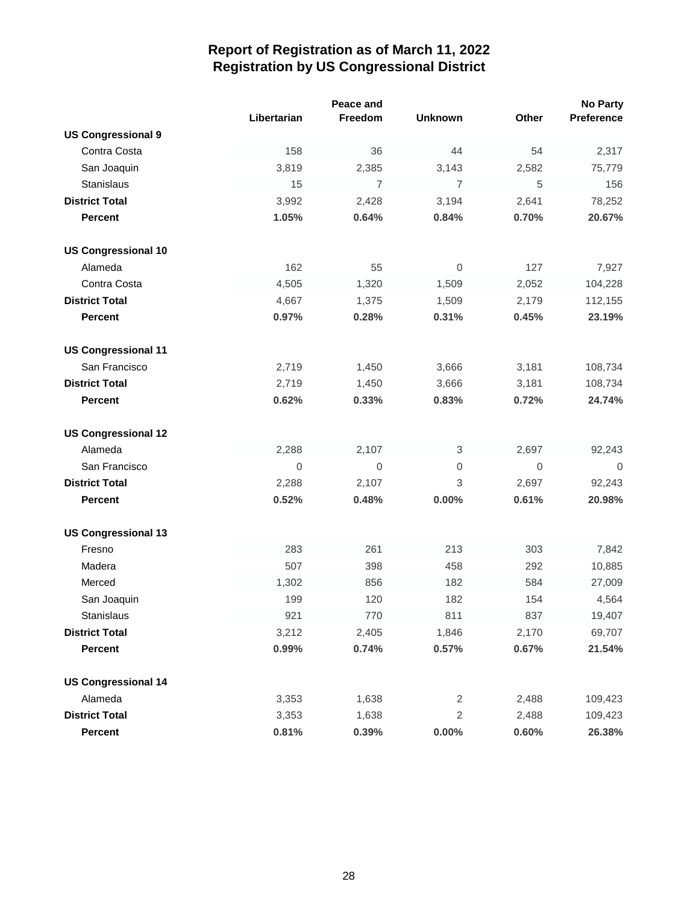# Report of Registration as of March 11, 2022
# Registration by US Congressional District

| | Libertarian | Peace and Freedom | Unknown | Other | No Party Preference |
|---|---|---|---|---|---|
| **US Congressional 9** | | | | | |
| Contra Costa | 158 | 36 | 44 | 54 | 2,317 |
| San Joaquin | 3,819 | 2,385 | 3,143 | 2,582 | 75,779 |
| Stanislaus | 15 | 7 | 7 | 5 | 156 |
| **District Total** | 3,992 | 2,428 | 3,194 | 2,641 | 78,252 |
| **Percent** | **1.05%** | **0.64%** | **0.84%** | **0.70%** | **20.67%** |
| **US Congressional 10** | | | | | |
| Alameda | 162 | 55 | 0 | 127 | 7,927 |
| Contra Costa | 4,505 | 1,320 | 1,509 | 2,052 | 104,228 |
| **District Total** | 4,667 | 1,375 | 1,509 | 2,179 | 112,155 |
| **Percent** | **0.97%** | **0.28%** | **0.31%** | **0.45%** | **23.19%** |
| **US Congressional 11** | | | | | |
| San Francisco | 2,719 | 1,450 | 3,666 | 3,181 | 108,734 |
| **District Total** | 2,719 | 1,450 | 3,666 | 3,181 | 108,734 |
| **Percent** | **0.62%** | **0.33%** | **0.83%** | **0.72%** | **24.74%** |
| **US Congressional 12** | | | | | |
| Alameda | 2,288 | 2,107 | 3 | 2,697 | 92,243 |
| San Francisco | 0 | 0 | 0 | 0 | 0 |
| **District Total** | 2,288 | 2,107 | 3 | 2,697 | 92,243 |
| **Percent** | **0.52%** | **0.48%** | **0.00%** | **0.61%** | **20.98%** |
| **US Congressional 13** | | | | | |
| Fresno | 283 | 261 | 213 | 303 | 7,842 |
| Madera | 507 | 398 | 458 | 292 | 10,885 |
| Merced | 1,302 | 856 | 182 | 584 | 27,009 |
| San Joaquin | 199 | 120 | 182 | 154 | 4,564 |
| Stanislaus | 921 | 770 | 811 | 837 | 19,407 |
| **District Total** | 3,212 | 2,405 | 1,846 | 2,170 | 69,707 |
| **Percent** | **0.99%** | **0.74%** | **0.57%** | **0.67%** | **21.54%** |
| **US Congressional 14** | | | | | |
| Alameda | 3,353 | 1,638 | 2 | 2,488 | 109,423 |
| **District Total** | 3,353 | 1,638 | 2 | 2,488 | 109,423 |
| **Percent** | **0.81%** | **0.39%** | **0.00%** | **0.60%** | **26.38%** |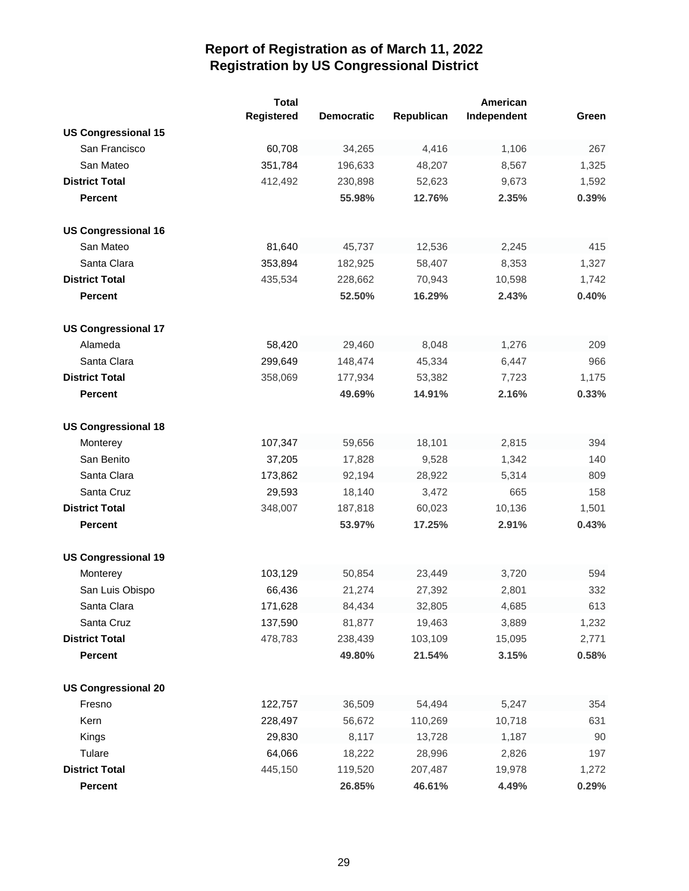## Report of Registration as of March 11, 2022
## Registration by US Congressional District

| | Total Registered | Democratic | Republican | American Independent | Green |
|---|---|---|---|---|---|
| **US Congressional 15** | | | | | |
| San Francisco | 60,708 | 34,265 | 4,416 | 1,106 | 267 |
| San Mateo | 351,784 | 196,633 | 48,207 | 8,567 | 1,325 |
| **District Total** | 412,492 | 230,898 | 52,623 | 9,673 | 1,592 |
| **Percent** | | **55.98%** | **12.76%** | **2.35%** | **0.39%** |
| **US Congressional 16** | | | | | |
| San Mateo | 81,640 | 45,737 | 12,536 | 2,245 | 415 |
| Santa Clara | 353,894 | 182,925 | 58,407 | 8,353 | 1,327 |
| **District Total** | 435,534 | 228,662 | 70,943 | 10,598 | 1,742 |
| **Percent** | | **52.50%** | **16.29%** | **2.43%** | **0.40%** |
| **US Congressional 17** | | | | | |
| Alameda | 58,420 | 29,460 | 8,048 | 1,276 | 209 |
| Santa Clara | 299,649 | 148,474 | 45,334 | 6,447 | 966 |
| **District Total** | 358,069 | 177,934 | 53,382 | 7,723 | 1,175 |
| **Percent** | | **49.69%** | **14.91%** | **2.16%** | **0.33%** |
| **US Congressional 18** | | | | | |
| Monterey | 107,347 | 59,656 | 18,101 | 2,815 | 394 |
| San Benito | 37,205 | 17,828 | 9,528 | 1,342 | 140 |
| Santa Clara | 173,862 | 92,194 | 28,922 | 5,314 | 809 |
| Santa Cruz | 29,593 | 18,140 | 3,472 | 665 | 158 |
| **District Total** | 348,007 | 187,818 | 60,023 | 10,136 | 1,501 |
| **Percent** | | **53.97%** | **17.25%** | **2.91%** | **0.43%** |
| **US Congressional 19** | | | | | |
| Monterey | 103,129 | 50,854 | 23,449 | 3,720 | 594 |
| San Luis Obispo | 66,436 | 21,274 | 27,392 | 2,801 | 332 |
| Santa Clara | 171,628 | 84,434 | 32,805 | 4,685 | 613 |
| Santa Cruz | 137,590 | 81,877 | 19,463 | 3,889 | 1,232 |
| **District Total** | 478,783 | 238,439 | 103,109 | 15,095 | 2,771 |
| **Percent** | | **49.80%** | **21.54%** | **3.15%** | **0.58%** |
| **US Congressional 20** | | | | | |
| Fresno | 122,757 | 36,509 | 54,494 | 5,247 | 354 |
| Kern | 228,497 | 56,672 | 110,269 | 10,718 | 631 |
| Kings | 29,830 | 8,117 | 13,728 | 1,187 | 90 |
| Tulare | 64,066 | 18,222 | 28,996 | 2,826 | 197 |
| **District Total** | 445,150 | 119,520 | 207,487 | 19,978 | 1,272 |
| **Percent** | | **26.85%** | **46.61%** | **4.49%** | **0.29%** |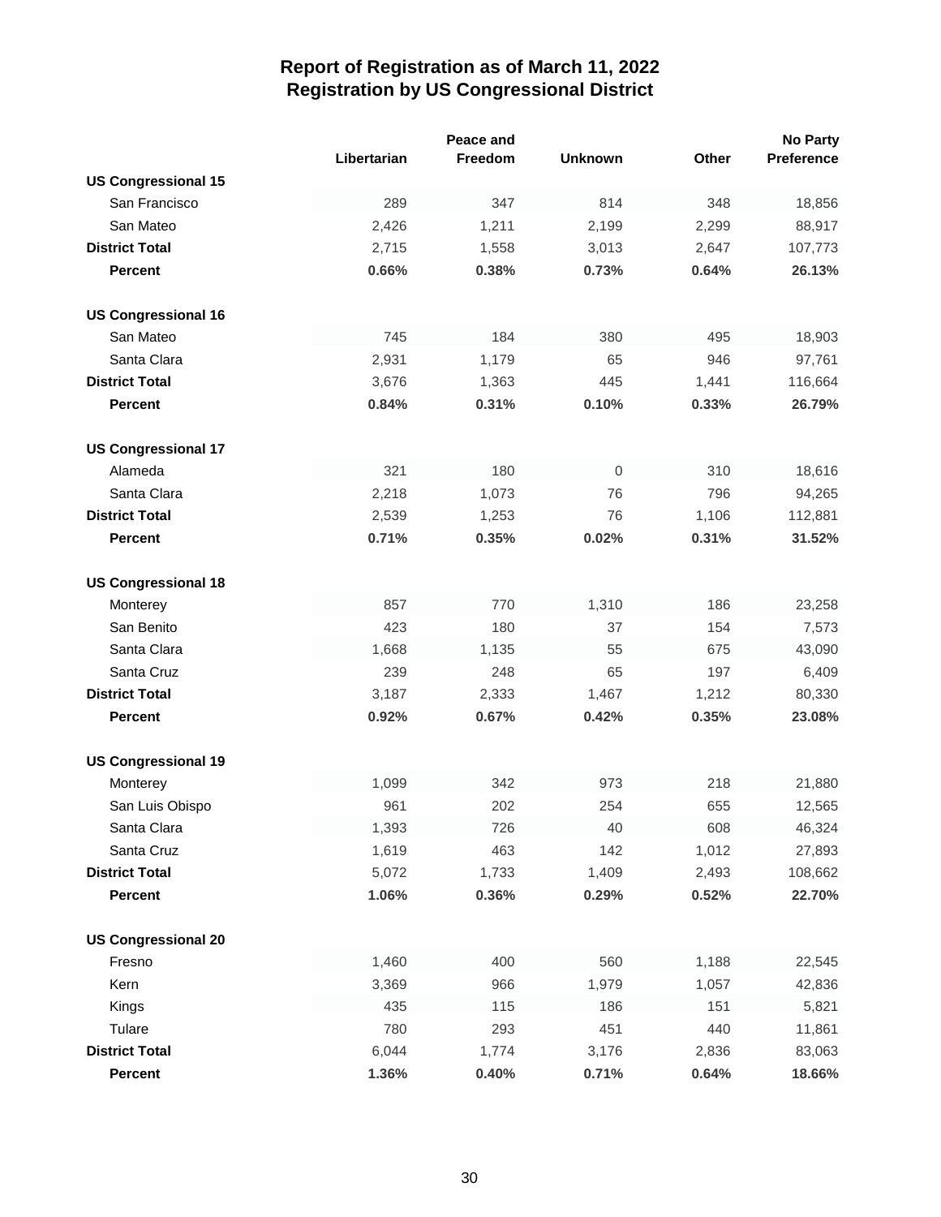# Report of Registration as of March 11, 2022
# Registration by US Congressional District

| | Libertarian | Peace and Freedom | Unknown | Other | No Party Preference |
|---|---|---|---|---|---|
| **US Congressional 15** | | | | | |
| San Francisco | 289 | 347 | 814 | 348 | 18,856 |
| San Mateo | 2,426 | 1,211 | 2,199 | 2,299 | 88,917 |
| **District Total** | 2,715 | 1,558 | 3,013 | 2,647 | 107,773 |
| **Percent** | **0.66%** | **0.38%** | **0.73%** | **0.64%** | **26.13%** |
| **US Congressional 16** | | | | | |
| San Mateo | 745 | 184 | 380 | 495 | 18,903 |
| Santa Clara | 2,931 | 1,179 | 65 | 946 | 97,761 |
| **District Total** | 3,676 | 1,363 | 445 | 1,441 | 116,664 |
| **Percent** | **0.84%** | **0.31%** | **0.10%** | **0.33%** | **26.79%** |
| **US Congressional 17** | | | | | |
| Alameda | 321 | 180 | 0 | 310 | 18,616 |
| Santa Clara | 2,218 | 1,073 | 76 | 796 | 94,265 |
| **District Total** | 2,539 | 1,253 | 76 | 1,106 | 112,881 |
| **Percent** | **0.71%** | **0.35%** | **0.02%** | **0.31%** | **31.52%** |
| **US Congressional 18** | | | | | |
| Monterey | 857 | 770 | 1,310 | 186 | 23,258 |
| San Benito | 423 | 180 | 37 | 154 | 7,573 |
| Santa Clara | 1,668 | 1,135 | 55 | 675 | 43,090 |
| Santa Cruz | 239 | 248 | 65 | 197 | 6,409 |
| **District Total** | 3,187 | 2,333 | 1,467 | 1,212 | 80,330 |
| **Percent** | **0.92%** | **0.67%** | **0.42%** | **0.35%** | **23.08%** |
| **US Congressional 19** | | | | | |
| Monterey | 1,099 | 342 | 973 | 218 | 21,880 |
| San Luis Obispo | 961 | 202 | 254 | 655 | 12,565 |
| Santa Clara | 1,393 | 726 | 40 | 608 | 46,324 |
| Santa Cruz | 1,619 | 463 | 142 | 1,012 | 27,893 |
| **District Total** | 5,072 | 1,733 | 1,409 | 2,493 | 108,662 |
| **Percent** | **1.06%** | **0.36%** | **0.29%** | **0.52%** | **22.70%** |
| **US Congressional 20** | | | | | |
| Fresno | 1,460 | 400 | 560 | 1,188 | 22,545 |
| Kern | 3,369 | 966 | 1,979 | 1,057 | 42,836 |
| Kings | 435 | 115 | 186 | 151 | 5,821 |
| Tulare | 780 | 293 | 451 | 440 | 11,861 |
| **District Total** | 6,044 | 1,774 | 3,176 | 2,836 | 83,063 |
| **Percent** | **1.36%** | **0.40%** | **0.71%** | **0.64%** | **18.66%** |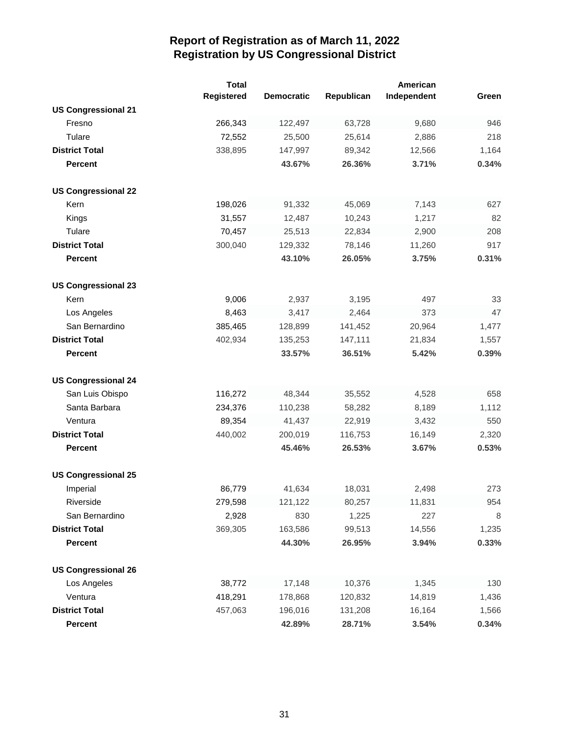# Report of Registration as of March 11, 2022
## Registration by US Congressional District

| | Total Registered | Democratic | Republican | American Independent | Green |
|---|---|---|---|---|---|
| **US Congressional 21** | | | | | |
| Fresno | 266,343 | 122,497 | 63,728 | 9,680 | 946 |
| Tulare | 72,552 | 25,500 | 25,614 | 2,886 | 218 |
| **District Total** | 338,895 | 147,997 | 89,342 | 12,566 | 1,164 |
| **Percent** | | **43.67%** | **26.36%** | **3.71%** | **0.34%** |
| **US Congressional 22** | | | | | |
| Kern | 198,026 | 91,332 | 45,069 | 7,143 | 627 |
| Kings | 31,557 | 12,487 | 10,243 | 1,217 | 82 |
| Tulare | 70,457 | 25,513 | 22,834 | 2,900 | 208 |
| **District Total** | 300,040 | 129,332 | 78,146 | 11,260 | 917 |
| **Percent** | | **43.10%** | **26.05%** | **3.75%** | **0.31%** |
| **US Congressional 23** | | | | | |
| Kern | 9,006 | 2,937 | 3,195 | 497 | 33 |
| Los Angeles | 8,463 | 3,417 | 2,464 | 373 | 47 |
| San Bernardino | 385,465 | 128,899 | 141,452 | 20,964 | 1,477 |
| **District Total** | 402,934 | 135,253 | 147,111 | 21,834 | 1,557 |
| **Percent** | | **33.57%** | **36.51%** | **5.42%** | **0.39%** |
| **US Congressional 24** | | | | | |
| San Luis Obispo | 116,272 | 48,344 | 35,552 | 4,528 | 658 |
| Santa Barbara | 234,376 | 110,238 | 58,282 | 8,189 | 1,112 |
| Ventura | 89,354 | 41,437 | 22,919 | 3,432 | 550 |
| **District Total** | 440,002 | 200,019 | 116,753 | 16,149 | 2,320 |
| **Percent** | | **45.46%** | **26.53%** | **3.67%** | **0.53%** |
| **US Congressional 25** | | | | | |
| Imperial | 86,779 | 41,634 | 18,031 | 2,498 | 273 |
| Riverside | 279,598 | 121,122 | 80,257 | 11,831 | 954 |
| San Bernardino | 2,928 | 830 | 1,225 | 227 | 8 |
| **District Total** | 369,305 | 163,586 | 99,513 | 14,556 | 1,235 |
| **Percent** | | **44.30%** | **26.95%** | **3.94%** | **0.33%** |
| **US Congressional 26** | | | | | |
| Los Angeles | 38,772 | 17,148 | 10,376 | 1,345 | 130 |
| Ventura | 418,291 | 178,868 | 120,832 | 14,819 | 1,436 |
| **District Total** | 457,063 | 196,016 | 131,208 | 16,164 | 1,566 |
| **Percent** | | **42.89%** | **28.71%** | **3.54%** | **0.34%** |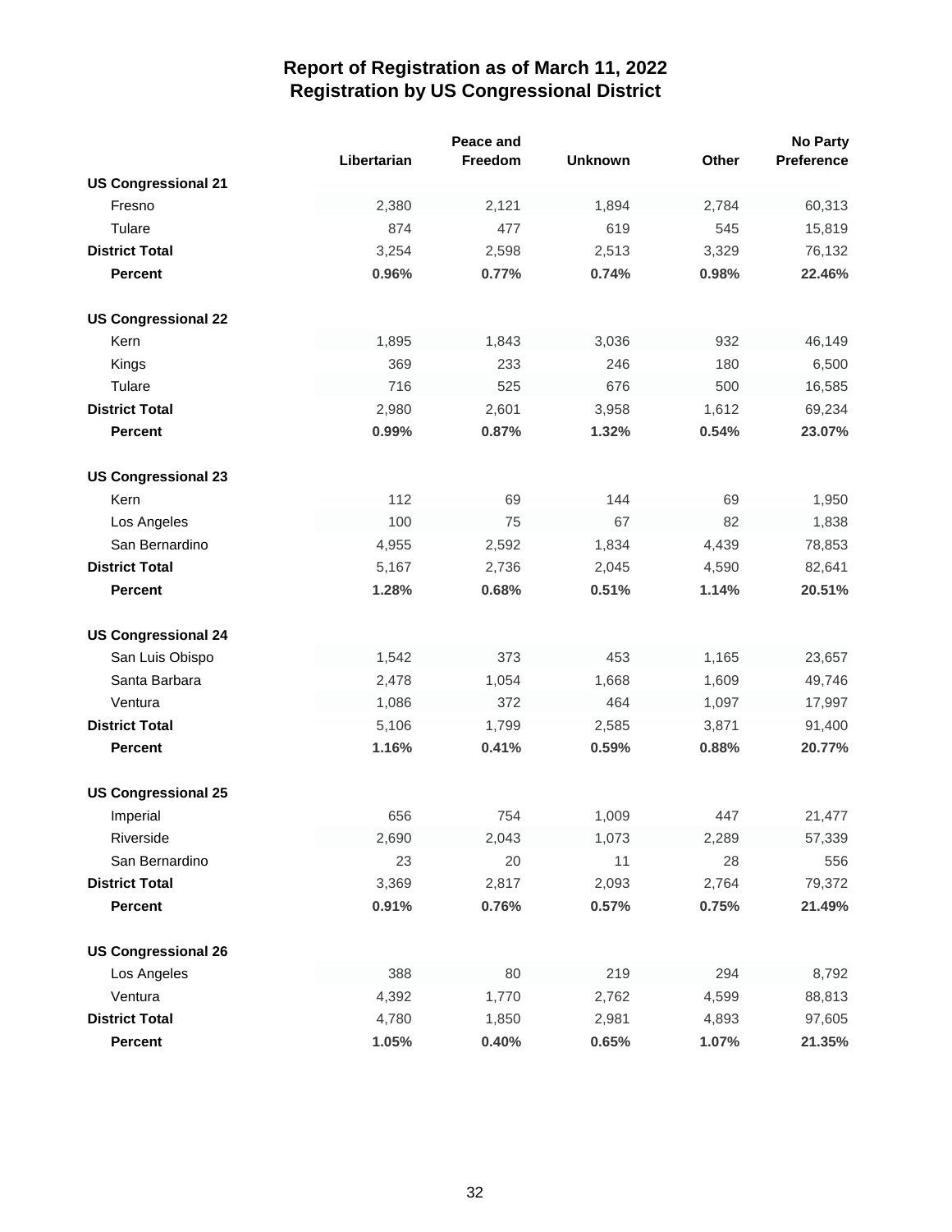# Report of Registration as of March 11, 2022
## Registration by US Congressional District

| | Libertarian | Peace and Freedom | Unknown | Other | No Party Preference |
|---|---|---|---|---|---|
| **US Congressional 21** | | | | | |
| Fresno | 2,380 | 2,121 | 1,894 | 2,784 | 60,313 |
| Tulare | 874 | 477 | 619 | 545 | 15,819 |
| **District Total** | 3,254 | 2,598 | 2,513 | 3,329 | 76,132 |
| **Percent** | **0.96%** | **0.77%** | **0.74%** | **0.98%** | **22.46%** |
| **US Congressional 22** | | | | | |
| Kern | 1,895 | 1,843 | 3,036 | 932 | 46,149 |
| Kings | 369 | 233 | 246 | 180 | 6,500 |
| Tulare | 716 | 525 | 676 | 500 | 16,585 |
| **District Total** | 2,980 | 2,601 | 3,958 | 1,612 | 69,234 |
| **Percent** | **0.99%** | **0.87%** | **1.32%** | **0.54%** | **23.07%** |
| **US Congressional 23** | | | | | |
| Kern | 112 | 69 | 144 | 69 | 1,950 |
| Los Angeles | 100 | 75 | 67 | 82 | 1,838 |
| San Bernardino | 4,955 | 2,592 | 1,834 | 4,439 | 78,853 |
| **District Total** | 5,167 | 2,736 | 2,045 | 4,590 | 82,641 |
| **Percent** | **1.28%** | **0.68%** | **0.51%** | **1.14%** | **20.51%** |
| **US Congressional 24** | | | | | |
| San Luis Obispo | 1,542 | 373 | 453 | 1,165 | 23,657 |
| Santa Barbara | 2,478 | 1,054 | 1,668 | 1,609 | 49,746 |
| Ventura | 1,086 | 372 | 464 | 1,097 | 17,997 |
| **District Total** | 5,106 | 1,799 | 2,585 | 3,871 | 91,400 |
| **Percent** | **1.16%** | **0.41%** | **0.59%** | **0.88%** | **20.77%** |
| **US Congressional 25** | | | | | |
| Imperial | 656 | 754 | 1,009 | 447 | 21,477 |
| Riverside | 2,690 | 2,043 | 1,073 | 2,289 | 57,339 |
| San Bernardino | 23 | 20 | 11 | 28 | 556 |
| **District Total** | 3,369 | 2,817 | 2,093 | 2,764 | 79,372 |
| **Percent** | **0.91%** | **0.76%** | **0.57%** | **0.75%** | **21.49%** |
| **US Congressional 26** | | | | | |
| Los Angeles | 388 | 80 | 219 | 294 | 8,792 |
| Ventura | 4,392 | 1,770 | 2,762 | 4,599 | 88,813 |
| **District Total** | 4,780 | 1,850 | 2,981 | 4,893 | 97,605 |
| **Percent** | **1.05%** | **0.40%** | **0.65%** | **1.07%** | **21.35%** |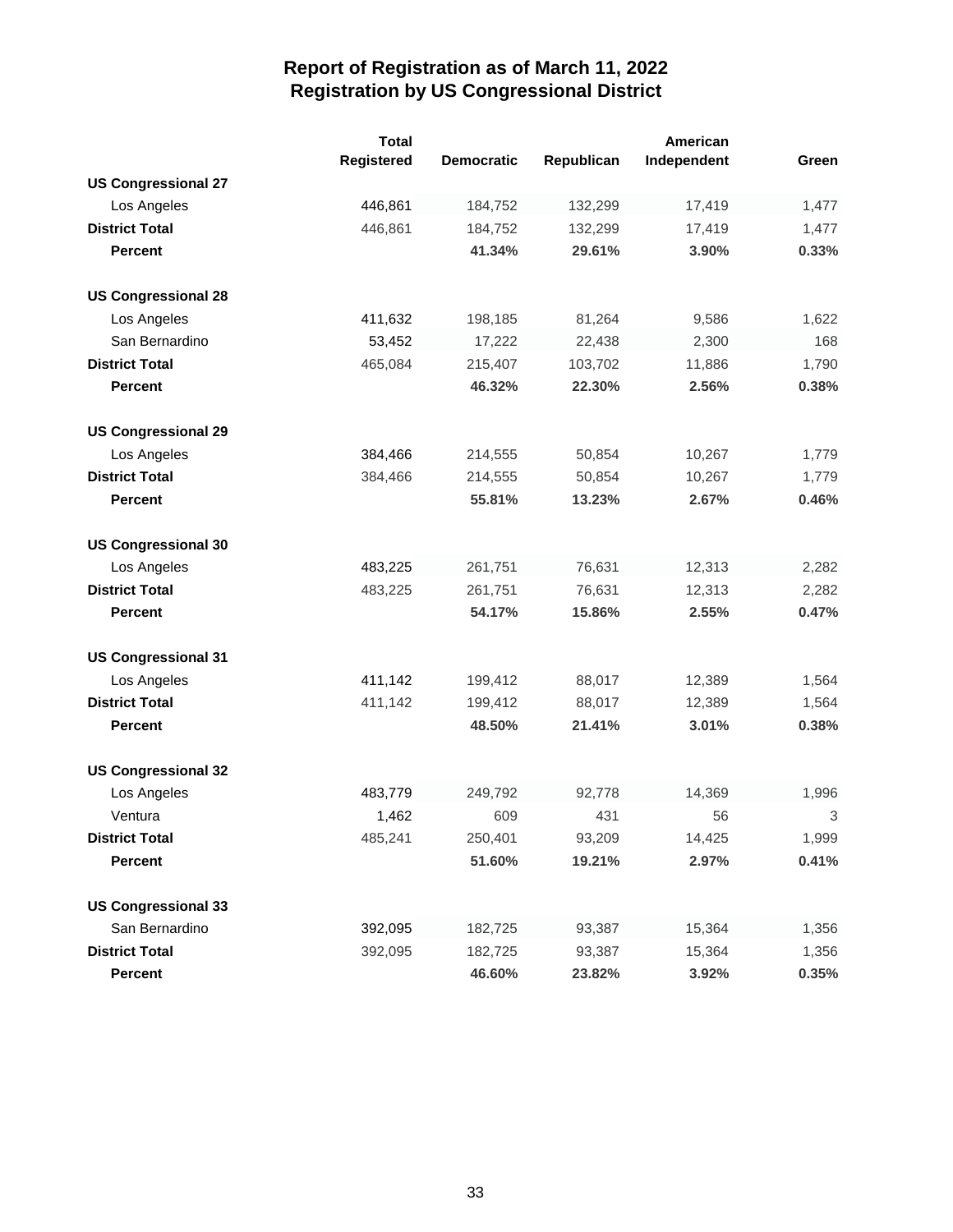# Report of Registration as of March 11, 2022
## Registration by US Congressional District

| | Total Registered | Democratic | Republican | American Independent | Green |
|---|---|---|---|---|---|
| **US Congressional 27** | | | | | |
| Los Angeles | 446,861 | 184,752 | 132,299 | 17,419 | 1,477 |
| **District Total** | 446,861 | 184,752 | 132,299 | 17,419 | 1,477 |
| **Percent** | | **41.34%** | **29.61%** | **3.90%** | **0.33%** |
| **US Congressional 28** | | | | | |
| Los Angeles | 411,632 | 198,185 | 81,264 | 9,586 | 1,622 |
| San Bernardino | 53,452 | 17,222 | 22,438 | 2,300 | 168 |
| **District Total** | 465,084 | 215,407 | 103,702 | 11,886 | 1,790 |
| **Percent** | | **46.32%** | **22.30%** | **2.56%** | **0.38%** |
| **US Congressional 29** | | | | | |
| Los Angeles | 384,466 | 214,555 | 50,854 | 10,267 | 1,779 |
| **District Total** | 384,466 | 214,555 | 50,854 | 10,267 | 1,779 |
| **Percent** | | **55.81%** | **13.23%** | **2.67%** | **0.46%** |
| **US Congressional 30** | | | | | |
| Los Angeles | 483,225 | 261,751 | 76,631 | 12,313 | 2,282 |
| **District Total** | 483,225 | 261,751 | 76,631 | 12,313 | 2,282 |
| **Percent** | | **54.17%** | **15.86%** | **2.55%** | **0.47%** |
| **US Congressional 31** | | | | | |
| Los Angeles | 411,142 | 199,412 | 88,017 | 12,389 | 1,564 |
| **District Total** | 411,142 | 199,412 | 88,017 | 12,389 | 1,564 |
| **Percent** | | **48.50%** | **21.41%** | **3.01%** | **0.38%** |
| **US Congressional 32** | | | | | |
| Los Angeles | 483,779 | 249,792 | 92,778 | 14,369 | 1,996 |
| Ventura | 1,462 | 609 | 431 | 56 | 3 |
| **District Total** | 485,241 | 250,401 | 93,209 | 14,425 | 1,999 |
| **Percent** | | **51.60%** | **19.21%** | **2.97%** | **0.41%** |
| **US Congressional 33** | | | | | |
| San Bernardino | 392,095 | 182,725 | 93,387 | 15,364 | 1,356 |
| **District Total** | 392,095 | 182,725 | 93,387 | 15,364 | 1,356 |
| **Percent** | | **46.60%** | **23.82%** | **3.92%** | **0.35%** |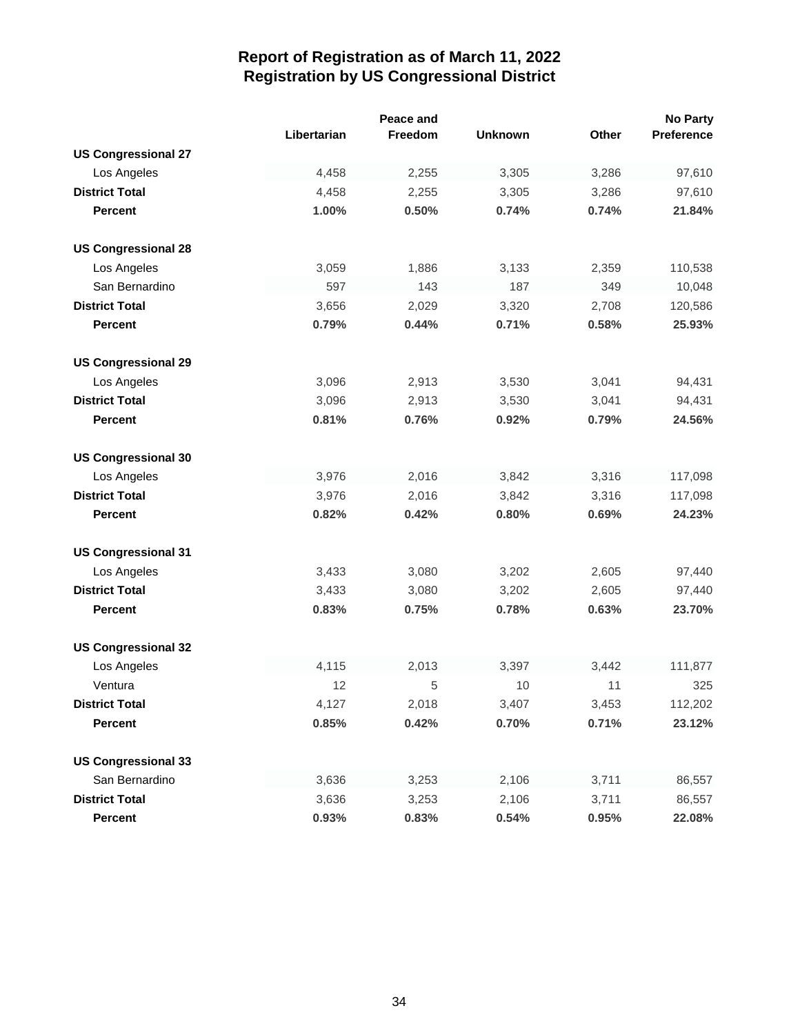# Report of Registration as of March 11, 2022
## Registration by US Congressional District

| | Libertarian | Peace and Freedom | Unknown | Other | No Party Preference |
|---|---|---|---|---|---|
| **US Congressional 27** | | | | | |
| Los Angeles | 4,458 | 2,255 | 3,305 | 3,286 | 97,610 |
| **District Total** | 4,458 | 2,255 | 3,305 | 3,286 | 97,610 |
| **Percent** | **1.00%** | **0.50%** | **0.74%** | **0.74%** | **21.84%** |
| **US Congressional 28** | | | | | |
| Los Angeles | 3,059 | 1,886 | 3,133 | 2,359 | 110,538 |
| San Bernardino | 597 | 143 | 187 | 349 | 10,048 |
| **District Total** | 3,656 | 2,029 | 3,320 | 2,708 | 120,586 |
| **Percent** | **0.79%** | **0.44%** | **0.71%** | **0.58%** | **25.93%** |
| **US Congressional 29** | | | | | |
| Los Angeles | 3,096 | 2,913 | 3,530 | 3,041 | 94,431 |
| **District Total** | 3,096 | 2,913 | 3,530 | 3,041 | 94,431 |
| **Percent** | **0.81%** | **0.76%** | **0.92%** | **0.79%** | **24.56%** |
| **US Congressional 30** | | | | | |
| Los Angeles | 3,976 | 2,016 | 3,842 | 3,316 | 117,098 |
| **District Total** | 3,976 | 2,016 | 3,842 | 3,316 | 117,098 |
| **Percent** | **0.82%** | **0.42%** | **0.80%** | **0.69%** | **24.23%** |
| **US Congressional 31** | | | | | |
| Los Angeles | 3,433 | 3,080 | 3,202 | 2,605 | 97,440 |
| **District Total** | 3,433 | 3,080 | 3,202 | 2,605 | 97,440 |
| **Percent** | **0.83%** | **0.75%** | **0.78%** | **0.63%** | **23.70%** |
| **US Congressional 32** | | | | | |
| Los Angeles | 4,115 | 2,013 | 3,397 | 3,442 | 111,877 |
| Ventura | 12 | 5 | 10 | 11 | 325 |
| **District Total** | 4,127 | 2,018 | 3,407 | 3,453 | 112,202 |
| **Percent** | **0.85%** | **0.42%** | **0.70%** | **0.71%** | **23.12%** |
| **US Congressional 33** | | | | | |
| San Bernardino | 3,636 | 3,253 | 2,106 | 3,711 | 86,557 |
| **District Total** | 3,636 | 3,253 | 2,106 | 3,711 | 86,557 |
| **Percent** | **0.93%** | **0.83%** | **0.54%** | **0.95%** | **22.08%** |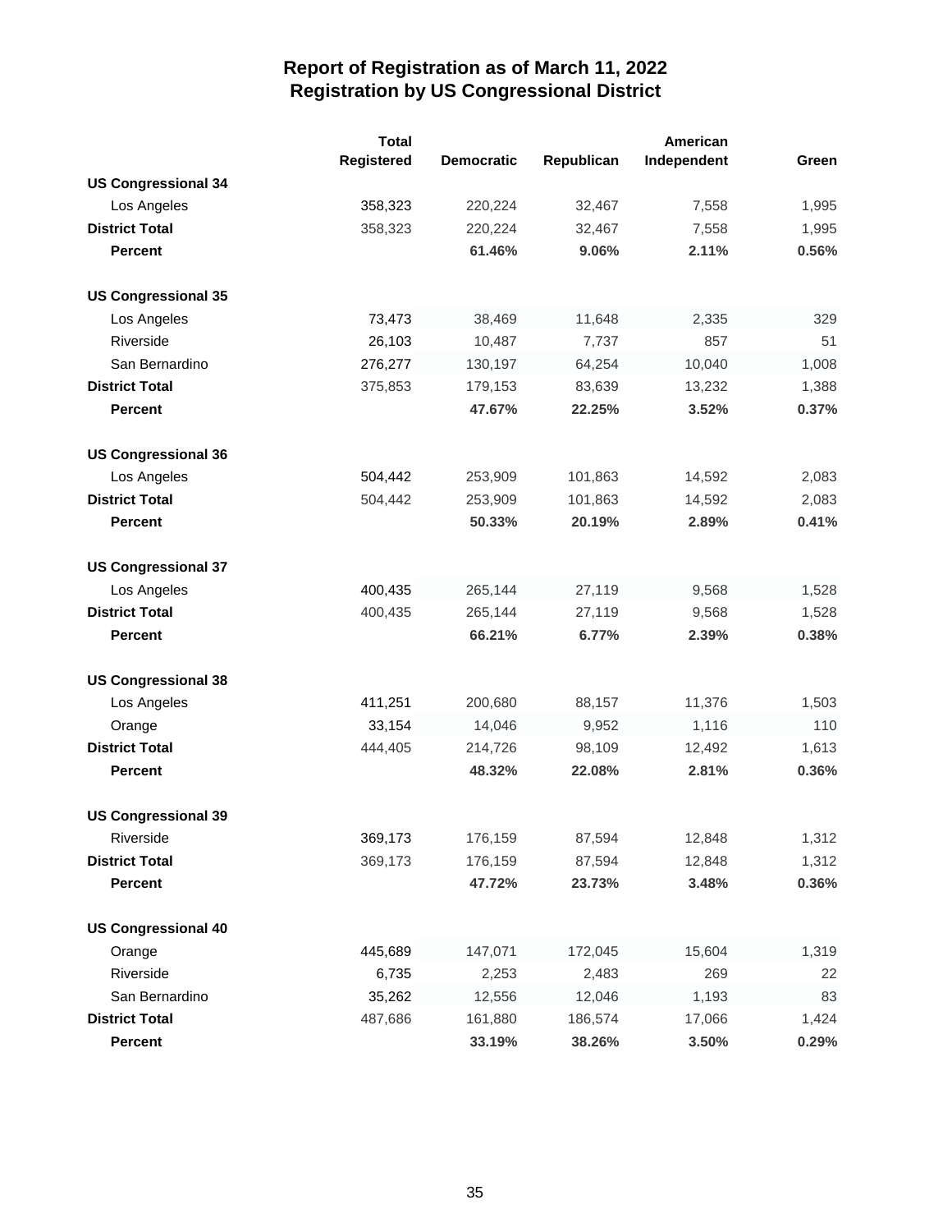# Report of Registration as of March 11, 2022
## Registration by US Congressional District

| | Total Registered | Democratic | Republican | American Independent | Green |
|---|---|---|---|---|---|
| **US Congressional 34** | | | | | |
| Los Angeles | 358,323 | 220,224 | 32,467 | 7,558 | 1,995 |
| **District Total** | 358,323 | 220,224 | 32,467 | 7,558 | 1,995 |
| **Percent** | | **61.46%** | **9.06%** | **2.11%** | **0.56%** |
| **US Congressional 35** | | | | | |
| Los Angeles | 73,473 | 38,469 | 11,648 | 2,335 | 329 |
| Riverside | 26,103 | 10,487 | 7,737 | 857 | 51 |
| San Bernardino | 276,277 | 130,197 | 64,254 | 10,040 | 1,008 |
| **District Total** | 375,853 | 179,153 | 83,639 | 13,232 | 1,388 |
| **Percent** | | **47.67%** | **22.25%** | **3.52%** | **0.37%** |
| **US Congressional 36** | | | | | |
| Los Angeles | 504,442 | 253,909 | 101,863 | 14,592 | 2,083 |
| **District Total** | 504,442 | 253,909 | 101,863 | 14,592 | 2,083 |
| **Percent** | | **50.33%** | **20.19%** | **2.89%** | **0.41%** |
| **US Congressional 37** | | | | | |
| Los Angeles | 400,435 | 265,144 | 27,119 | 9,568 | 1,528 |
| **District Total** | 400,435 | 265,144 | 27,119 | 9,568 | 1,528 |
| **Percent** | | **66.21%** | **6.77%** | **2.39%** | **0.38%** |
| **US Congressional 38** | | | | | |
| Los Angeles | 411,251 | 200,680 | 88,157 | 11,376 | 1,503 |
| Orange | 33,154 | 14,046 | 9,952 | 1,116 | 110 |
| **District Total** | 444,405 | 214,726 | 98,109 | 12,492 | 1,613 |
| **Percent** | | **48.32%** | **22.08%** | **2.81%** | **0.36%** |
| **US Congressional 39** | | | | | |
| Riverside | 369,173 | 176,159 | 87,594 | 12,848 | 1,312 |
| **District Total** | 369,173 | 176,159 | 87,594 | 12,848 | 1,312 |
| **Percent** | | **47.72%** | **23.73%** | **3.48%** | **0.36%** |
| **US Congressional 40** | | | | | |
| Orange | 445,689 | 147,071 | 172,045 | 15,604 | 1,319 |
| Riverside | 6,735 | 2,253 | 2,483 | 269 | 22 |
| San Bernardino | 35,262 | 12,556 | 12,046 | 1,193 | 83 |
| **District Total** | 487,686 | 161,880 | 186,574 | 17,066 | 1,424 |
| **Percent** | | **33.19%** | **38.26%** | **3.50%** | **0.29%** |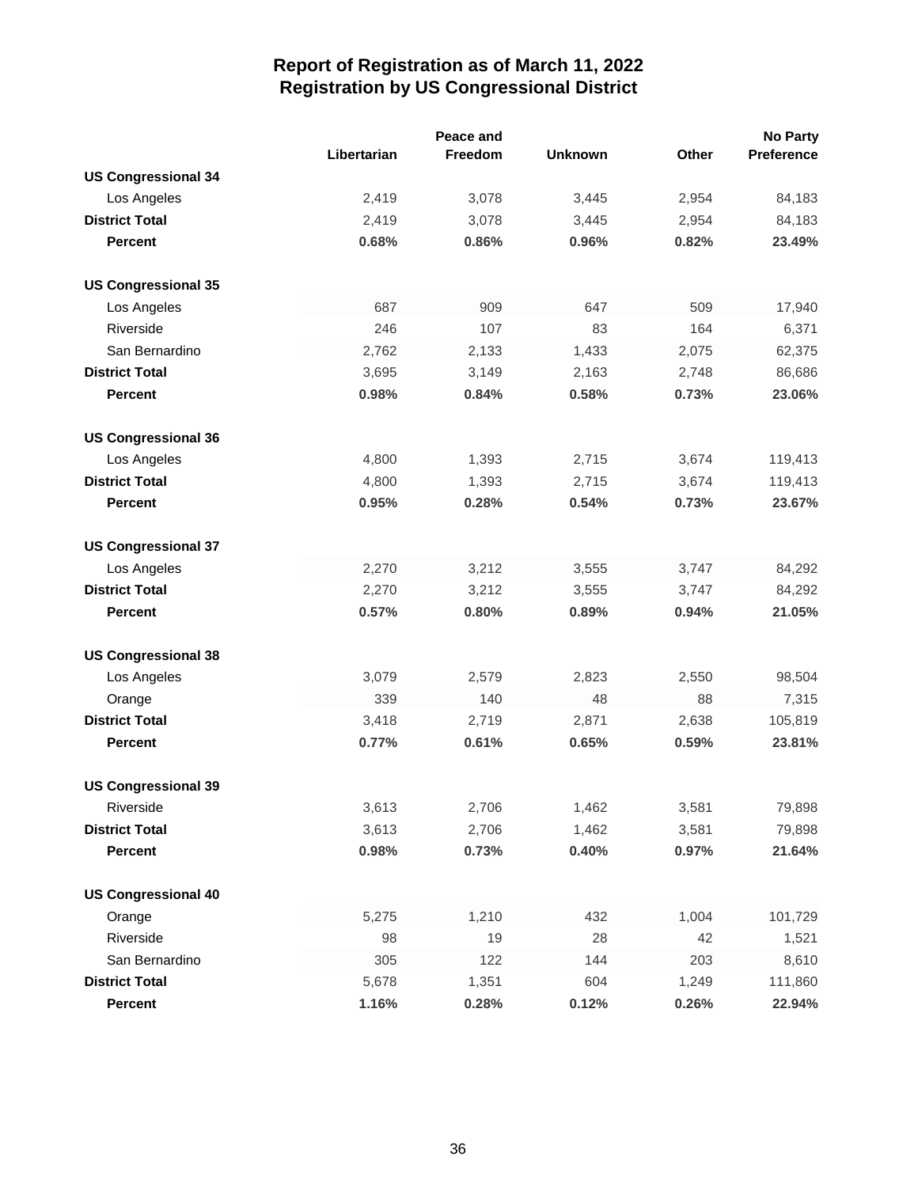# Report of Registration as of March 11, 2022
## Registration by US Congressional District

| | Libertarian | Peace and Freedom | Unknown | Other | No Party Preference |
|---|---|---|---|---|---|
| **US Congressional 34** | | | | | |
| Los Angeles | 2,419 | 3,078 | 3,445 | 2,954 | 84,183 |
| **District Total** | 2,419 | 3,078 | 3,445 | 2,954 | 84,183 |
| **Percent** | **0.68%** | **0.86%** | **0.96%** | **0.82%** | **23.49%** |
| **US Congressional 35** | | | | | |
| Los Angeles | 687 | 909 | 647 | 509 | 17,940 |
| Riverside | 246 | 107 | 83 | 164 | 6,371 |
| San Bernardino | 2,762 | 2,133 | 1,433 | 2,075 | 62,375 |
| **District Total** | 3,695 | 3,149 | 2,163 | 2,748 | 86,686 |
| **Percent** | **0.98%** | **0.84%** | **0.58%** | **0.73%** | **23.06%** |
| **US Congressional 36** | | | | | |
| Los Angeles | 4,800 | 1,393 | 2,715 | 3,674 | 119,413 |
| **District Total** | 4,800 | 1,393 | 2,715 | 3,674 | 119,413 |
| **Percent** | **0.95%** | **0.28%** | **0.54%** | **0.73%** | **23.67%** |
| **US Congressional 37** | | | | | |
| Los Angeles | 2,270 | 3,212 | 3,555 | 3,747 | 84,292 |
| **District Total** | 2,270 | 3,212 | 3,555 | 3,747 | 84,292 |
| **Percent** | **0.57%** | **0.80%** | **0.89%** | **0.94%** | **21.05%** |
| **US Congressional 38** | | | | | |
| Los Angeles | 3,079 | 2,579 | 2,823 | 2,550 | 98,504 |
| Orange | 339 | 140 | 48 | 88 | 7,315 |
| **District Total** | 3,418 | 2,719 | 2,871 | 2,638 | 105,819 |
| **Percent** | **0.77%** | **0.61%** | **0.65%** | **0.59%** | **23.81%** |
| **US Congressional 39** | | | | | |
| Riverside | 3,613 | 2,706 | 1,462 | 3,581 | 79,898 |
| **District Total** | 3,613 | 2,706 | 1,462 | 3,581 | 79,898 |
| **Percent** | **0.98%** | **0.73%** | **0.40%** | **0.97%** | **21.64%** |
| **US Congressional 40** | | | | | |
| Orange | 5,275 | 1,210 | 432 | 1,004 | 101,729 |
| Riverside | 98 | 19 | 28 | 42 | 1,521 |
| San Bernardino | 305 | 122 | 144 | 203 | 8,610 |
| **District Total** | 5,678 | 1,351 | 604 | 1,249 | 111,860 |
| **Percent** | **1.16%** | **0.28%** | **0.12%** | **0.26%** | **22.94%** |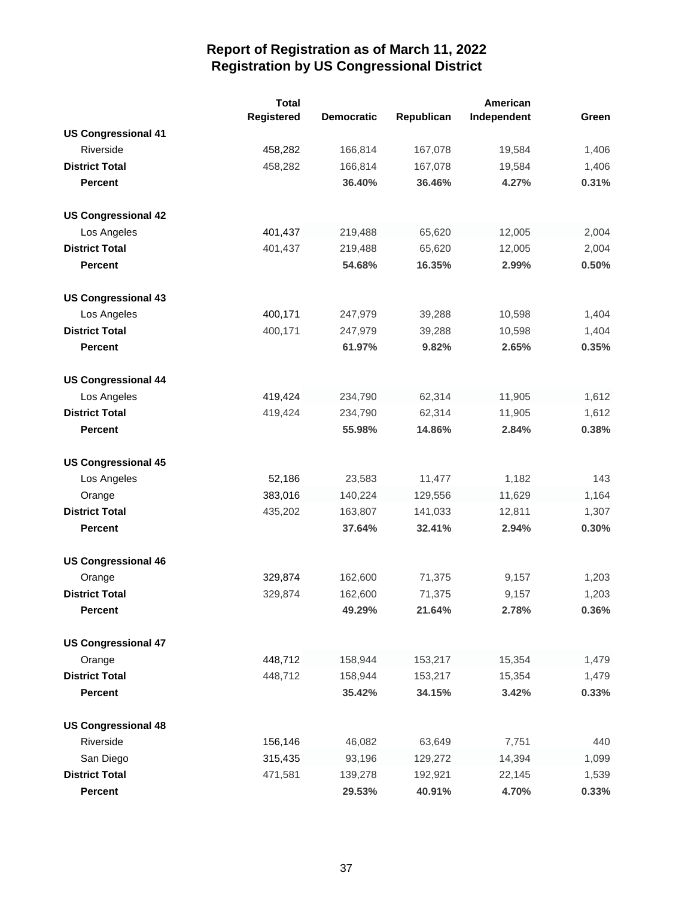# Report of Registration as of March 11, 2022
## Registration by US Congressional District

| | Total Registered | Democratic | Republican | American Independent | Green |
|---|---|---|---|---|---|
| **US Congressional 41** | | | | | |
| Riverside | 458,282 | 166,814 | 167,078 | 19,584 | 1,406 |
| **District Total** | 458,282 | 166,814 | 167,078 | 19,584 | 1,406 |
| **Percent** | | **36.40%** | **36.46%** | **4.27%** | **0.31%** |
| **US Congressional 42** | | | | | |
| Los Angeles | 401,437 | 219,488 | 65,620 | 12,005 | 2,004 |
| **District Total** | 401,437 | 219,488 | 65,620 | 12,005 | 2,004 |
| **Percent** | | **54.68%** | **16.35%** | **2.99%** | **0.50%** |
| **US Congressional 43** | | | | | |
| Los Angeles | 400,171 | 247,979 | 39,288 | 10,598 | 1,404 |
| **District Total** | 400,171 | 247,979 | 39,288 | 10,598 | 1,404 |
| **Percent** | | **61.97%** | **9.82%** | **2.65%** | **0.35%** |
| **US Congressional 44** | | | | | |
| Los Angeles | 419,424 | 234,790 | 62,314 | 11,905 | 1,612 |
| **District Total** | 419,424 | 234,790 | 62,314 | 11,905 | 1,612 |
| **Percent** | | **55.98%** | **14.86%** | **2.84%** | **0.38%** |
| **US Congressional 45** | | | | | |
| Los Angeles | 52,186 | 23,583 | 11,477 | 1,182 | 143 |
| Orange | 383,016 | 140,224 | 129,556 | 11,629 | 1,164 |
| **District Total** | 435,202 | 163,807 | 141,033 | 12,811 | 1,307 |
| **Percent** | | **37.64%** | **32.41%** | **2.94%** | **0.30%** |
| **US Congressional 46** | | | | | |
| Orange | 329,874 | 162,600 | 71,375 | 9,157 | 1,203 |
| **District Total** | 329,874 | 162,600 | 71,375 | 9,157 | 1,203 |
| **Percent** | | **49.29%** | **21.64%** | **2.78%** | **0.36%** |
| **US Congressional 47** | | | | | |
| Orange | 448,712 | 158,944 | 153,217 | 15,354 | 1,479 |
| **District Total** | 448,712 | 158,944 | 153,217 | 15,354 | 1,479 |
| **Percent** | | **35.42%** | **34.15%** | **3.42%** | **0.33%** |
| **US Congressional 48** | | | | | |
| Riverside | 156,146 | 46,082 | 63,649 | 7,751 | 440 |
| San Diego | 315,435 | 93,196 | 129,272 | 14,394 | 1,099 |
| **District Total** | 471,581 | 139,278 | 192,921 | 22,145 | 1,539 |
| **Percent** | | **29.53%** | **40.91%** | **4.70%** | **0.33%** |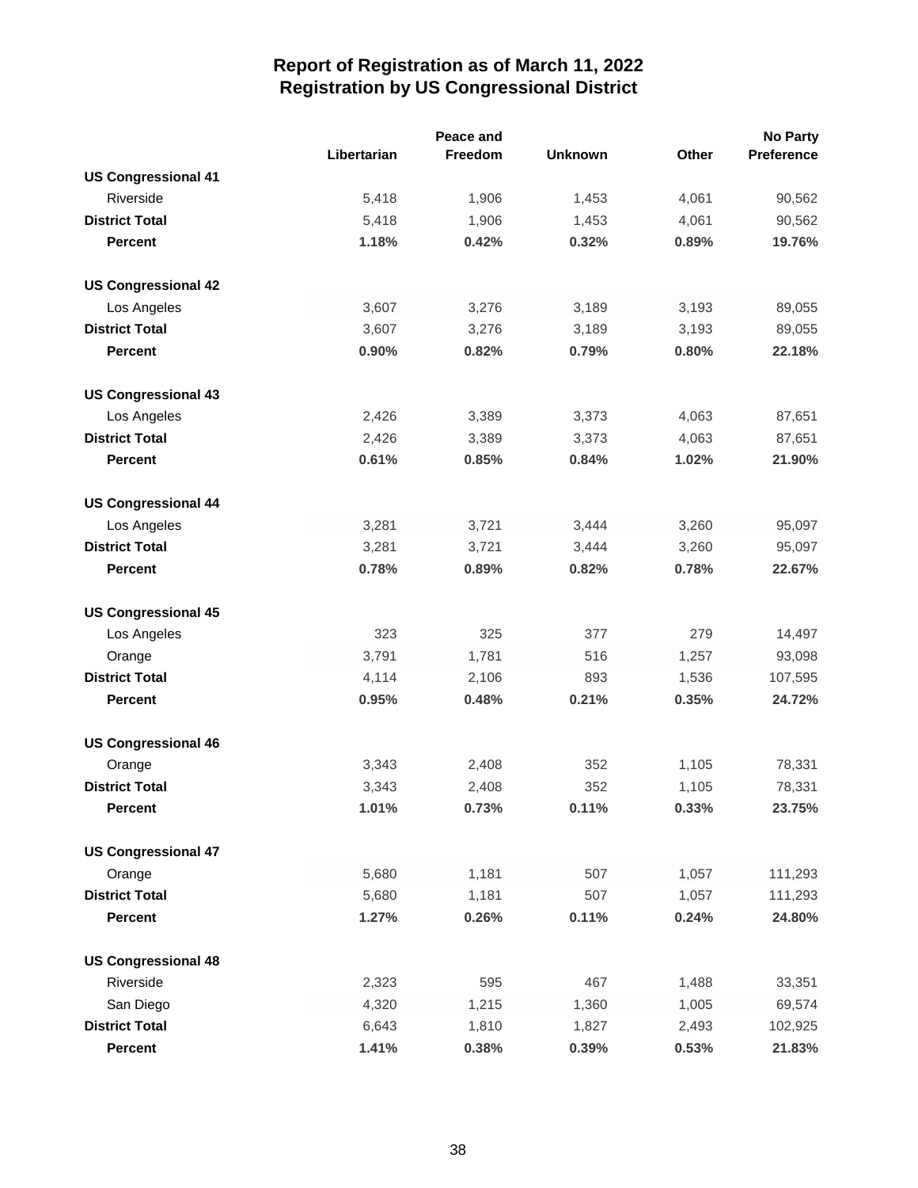# Report of Registration as of March 11, 2022
## Registration by US Congressional District

| | Libertarian | Peace and Freedom | Unknown | Other | No Party Preference |
|---|---|---|---|---|---|
| **US Congressional 41** | | | | | |
| Riverside | 5,418 | 1,906 | 1,453 | 4,061 | 90,562 |
| **District Total** | 5,418 | 1,906 | 1,453 | 4,061 | 90,562 |
| **Percent** | **1.18%** | **0.42%** | **0.32%** | **0.89%** | **19.76%** |
| **US Congressional 42** | | | | | |
| Los Angeles | 3,607 | 3,276 | 3,189 | 3,193 | 89,055 |
| **District Total** | 3,607 | 3,276 | 3,189 | 3,193 | 89,055 |
| **Percent** | **0.90%** | **0.82%** | **0.79%** | **0.80%** | **22.18%** |
| **US Congressional 43** | | | | | |
| Los Angeles | 2,426 | 3,389 | 3,373 | 4,063 | 87,651 |
| **District Total** | 2,426 | 3,389 | 3,373 | 4,063 | 87,651 |
| **Percent** | **0.61%** | **0.85%** | **0.84%** | **1.02%** | **21.90%** |
| **US Congressional 44** | | | | | |
| Los Angeles | 3,281 | 3,721 | 3,444 | 3,260 | 95,097 |
| **District Total** | 3,281 | 3,721 | 3,444 | 3,260 | 95,097 |
| **Percent** | **0.78%** | **0.89%** | **0.82%** | **0.78%** | **22.67%** |
| **US Congressional 45** | | | | | |
| Los Angeles | 323 | 325 | 377 | 279 | 14,497 |
| Orange | 3,791 | 1,781 | 516 | 1,257 | 93,098 |
| **District Total** | 4,114 | 2,106 | 893 | 1,536 | 107,595 |
| **Percent** | **0.95%** | **0.48%** | **0.21%** | **0.35%** | **24.72%** |
| **US Congressional 46** | | | | | |
| Orange | 3,343 | 2,408 | 352 | 1,105 | 78,331 |
| **District Total** | 3,343 | 2,408 | 352 | 1,105 | 78,331 |
| **Percent** | **1.01%** | **0.73%** | **0.11%** | **0.33%** | **23.75%** |
| **US Congressional 47** | | | | | |
| Orange | 5,680 | 1,181 | 507 | 1,057 | 111,293 |
| **District Total** | 5,680 | 1,181 | 507 | 1,057 | 111,293 |
| **Percent** | **1.27%** | **0.26%** | **0.11%** | **0.24%** | **24.80%** |
| **US Congressional 48** | | | | | |
| Riverside | 2,323 | 595 | 467 | 1,488 | 33,351 |
| San Diego | 4,320 | 1,215 | 1,360 | 1,005 | 69,574 |
| **District Total** | 6,643 | 1,810 | 1,827 | 2,493 | 102,925 |
| **Percent** | **1.41%** | **0.38%** | **0.39%** | **0.53%** | **21.83%** |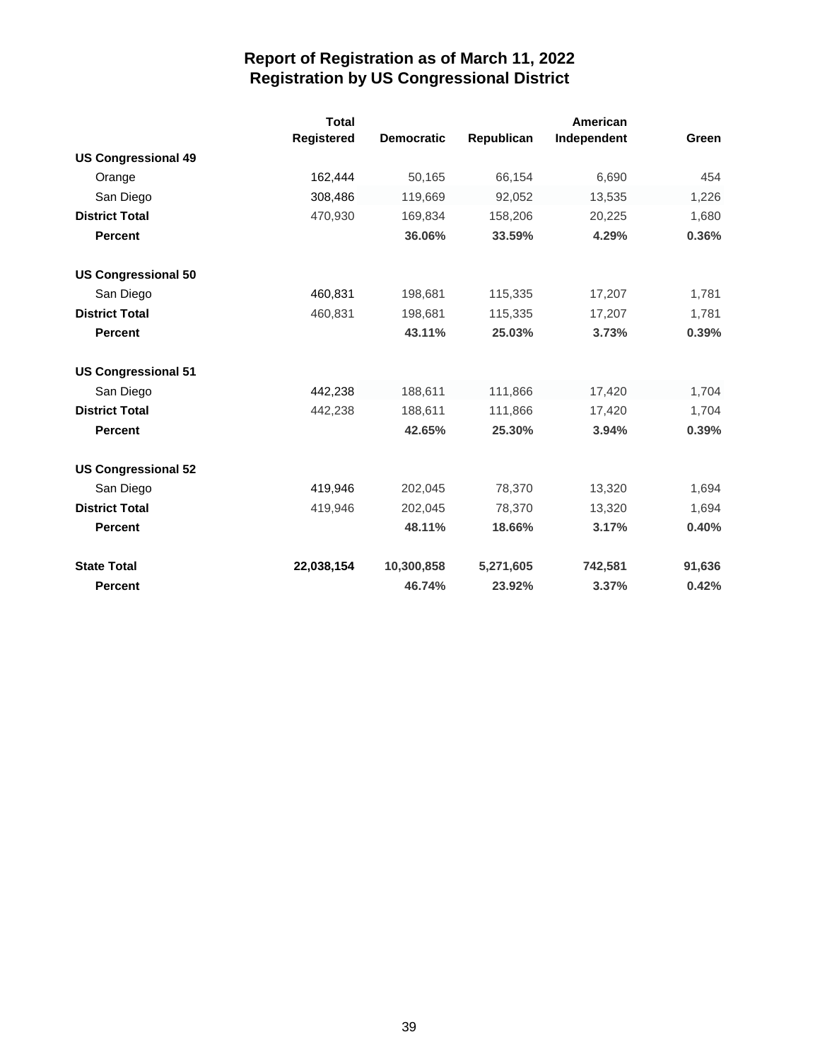# Report of Registration as of March 11, 2022
## Registration by US Congressional District

| | Total Registered | Democratic | Republican | American Independent | Green |
|---|---|---|---|---|---|
| **US Congressional 49** | | | | | |
| Orange | 162,444 | 50,165 | 66,154 | 6,690 | 454 |
| San Diego | 308,486 | 119,669 | 92,052 | 13,535 | 1,226 |
| **District Total** | 470,930 | 169,834 | 158,206 | 20,225 | 1,680 |
| **Percent** | | **36.06%** | **33.59%** | **4.29%** | **0.36%** |
| **US Congressional 50** | | | | | |
| San Diego | 460,831 | 198,681 | 115,335 | 17,207 | 1,781 |
| **District Total** | 460,831 | 198,681 | 115,335 | 17,207 | 1,781 |
| **Percent** | | **43.11%** | **25.03%** | **3.73%** | **0.39%** |
| **US Congressional 51** | | | | | |
| San Diego | 442,238 | 188,611 | 111,866 | 17,420 | 1,704 |
| **District Total** | 442,238 | 188,611 | 111,866 | 17,420 | 1,704 |
| **Percent** | | **42.65%** | **25.30%** | **3.94%** | **0.39%** |
| **US Congressional 52** | | | | | |
| San Diego | 419,946 | 202,045 | 78,370 | 13,320 | 1,694 |
| **District Total** | 419,946 | 202,045 | 78,370 | 13,320 | 1,694 |
| **Percent** | | **48.11%** | **18.66%** | **3.17%** | **0.40%** |
| **State Total** | **22,038,154** | **10,300,858** | **5,271,605** | **742,581** | **91,636** |
| **Percent** | | **46.74%** | **23.92%** | **3.37%** | **0.42%** |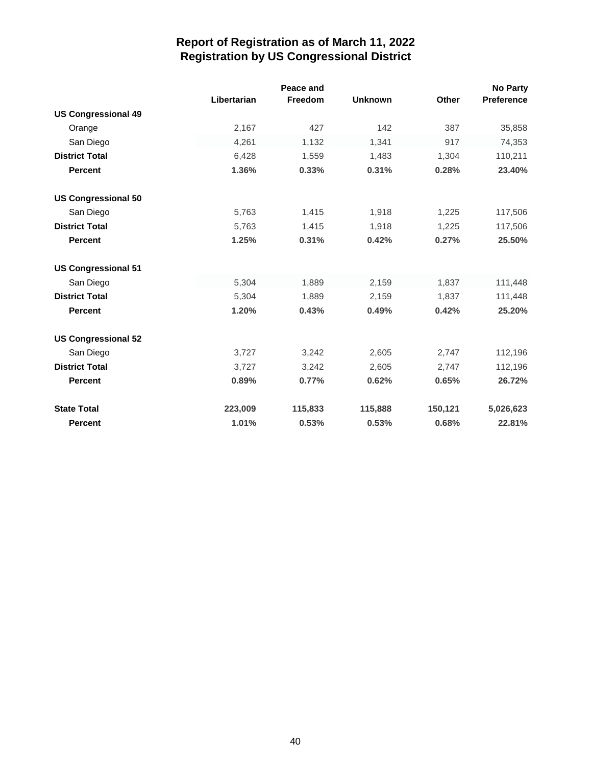# Report of Registration as of March 11, 2022
## Registration by US Congressional District

| | Libertarian | Peace and Freedom | Unknown | Other | No Party Preference |
|---|---|---|---|---|---|
| **US Congressional 49** | | | | | |
| Orange | 2,167 | 427 | 142 | 387 | 35,858 |
| San Diego | 4,261 | 1,132 | 1,341 | 917 | 74,353 |
| **District Total** | 6,428 | 1,559 | 1,483 | 1,304 | 110,211 |
| **Percent** | **1.36%** | **0.33%** | **0.31%** | **0.28%** | **23.40%** |
| **US Congressional 50** | | | | | |
| San Diego | 5,763 | 1,415 | 1,918 | 1,225 | 117,506 |
| **District Total** | 5,763 | 1,415 | 1,918 | 1,225 | 117,506 |
| **Percent** | **1.25%** | **0.31%** | **0.42%** | **0.27%** | **25.50%** |
| **US Congressional 51** | | | | | |
| San Diego | 5,304 | 1,889 | 2,159 | 1,837 | 111,448 |
| **District Total** | 5,304 | 1,889 | 2,159 | 1,837 | 111,448 |
| **Percent** | **1.20%** | **0.43%** | **0.49%** | **0.42%** | **25.20%** |
| **US Congressional 52** | | | | | |
| San Diego | 3,727 | 3,242 | 2,605 | 2,747 | 112,196 |
| **District Total** | 3,727 | 3,242 | 2,605 | 2,747 | 112,196 |
| **Percent** | **0.89%** | **0.77%** | **0.62%** | **0.65%** | **26.72%** |
| **State Total** | **223,009** | **115,833** | **115,888** | **150,121** | **5,026,623** |
| **Percent** | **1.01%** | **0.53%** | **0.53%** | **0.68%** | **22.81%** |